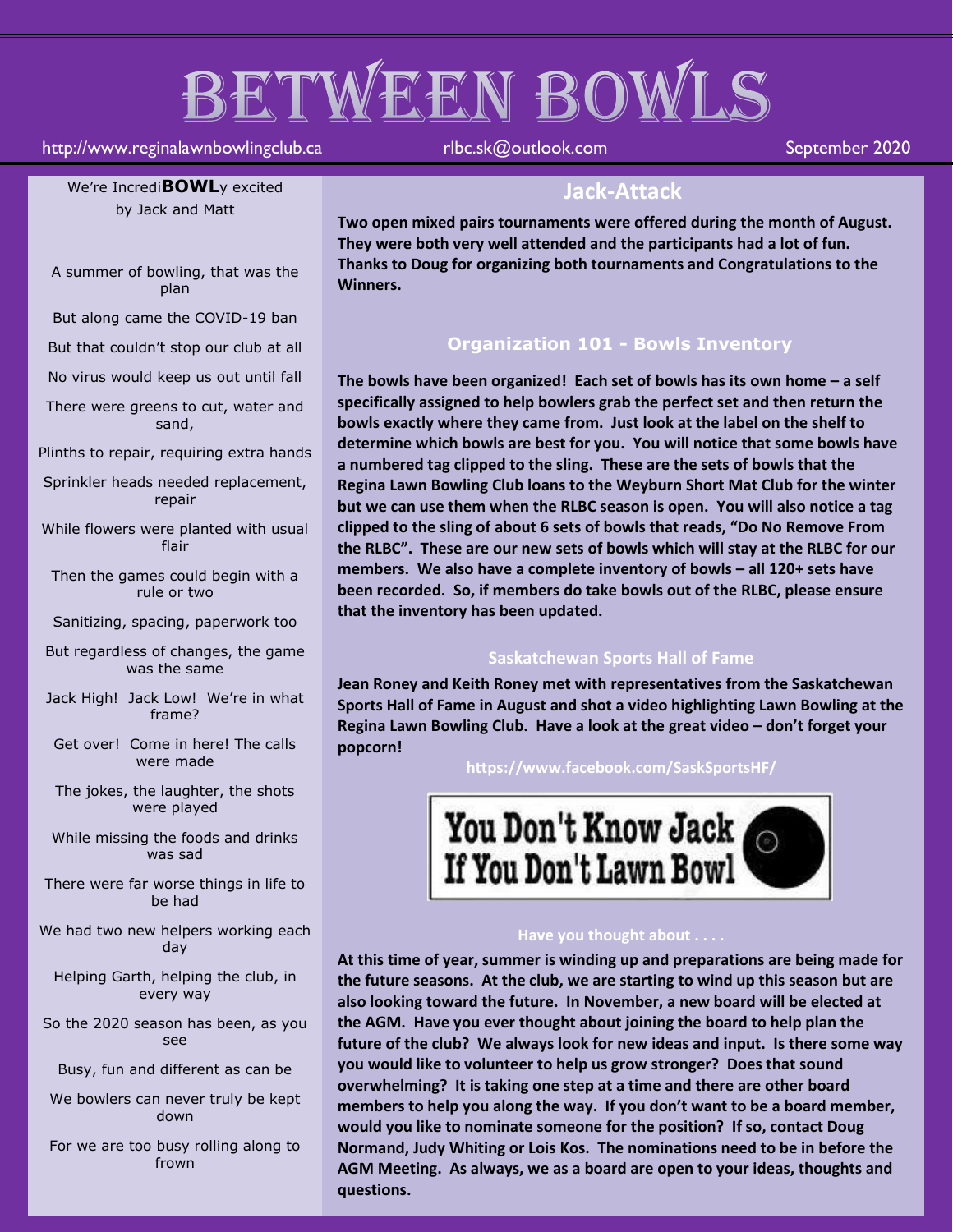# BETWEEN BOWLS

http://www.reginalawnbowlingclub.ca rlbc.sk@outlook.com September 2020

We're Incredi**BOWL**y excited
by Jack and Matt

A summer of bowling, that was the plan

But along came the COVID-19 ban

But that couldn't stop our club at all

No virus would keep us out until fall

There were greens to cut, water and sand,

Plinths to repair, requiring extra hands

Sprinkler heads needed replacement, repair

While flowers were planted with usual flair

Then the games could begin with a rule or two

Sanitizing, spacing, paperwork too

But regardless of changes, the game was the same

Jack High! Jack Low! We're in what frame?

Get over! Come in here! The calls were made

The jokes, the laughter, the shots were played

While missing the foods and drinks was sad

There were far worse things in life to be had

We had two new helpers working each day

Helping Garth, helping the club, in every way

So the 2020 season has been, as you see

Busy, fun and different as can be

We bowlers can never truly be kept down

For we are too busy rolling along to frown

## Jack-Attack

**Two open mixed pairs tournaments were offered during the month of August. They were both very well attended and the participants had a lot of fun. Thanks to Doug for organizing both tournaments and Congratulations to the Winners.**

### Organization 101 - Bowls Inventory

**The bowls have been organized! Each set of bowls has its own home – a self specifically assigned to help bowlers grab the perfect set and then return the bowls exactly where they came from. Just look at the label on the shelf to determine which bowls are best for you. You will notice that some bowls have a numbered tag clipped to the sling. These are the sets of bowls that the Regina Lawn Bowling Club loans to the Weyburn Short Mat Club for the winter but we can use them when the RLBC season is open. You will also notice a tag clipped to the sling of about 6 sets of bowls that reads, "Do No Remove From the RLBC". These are our new sets of bowls which will stay at the RLBC for our members. We also have a complete inventory of bowls – all 120+ sets have been recorded. So, if members do take bowls out of the RLBC, please ensure that the inventory has been updated.**

### Saskatchewan Sports Hall of Fame

**Jean Roney and Keith Roney met with representatives from the Saskatchewan Sports Hall of Fame in August and shot a video highlighting Lawn Bowling at the Regina Lawn Bowling Club. Have a look at the great video – don't forget your popcorn!**

**https://www.facebook.com/SaskSportsHF/**

You Don't Know Jack
If You Don't Lawn Bowl

### Have you thought about . . . .

**At this time of year, summer is winding up and preparations are being made for the future seasons. At the club, we are starting to wind up this season but are also looking toward the future. In November, a new board will be elected at the AGM. Have you ever thought about joining the board to help plan the future of the club? We always look for new ideas and input. Is there some way you would like to volunteer to help us grow stronger? Does that sound overwhelming? It is taking one step at a time and there are other board members to help you along the way. If you don't want to be a board member, would you like to nominate someone for the position? If so, contact Doug Normand, Judy Whiting or Lois Kos. The nominations need to be in before the AGM Meeting. As always, we as a board are open to your ideas, thoughts and questions.**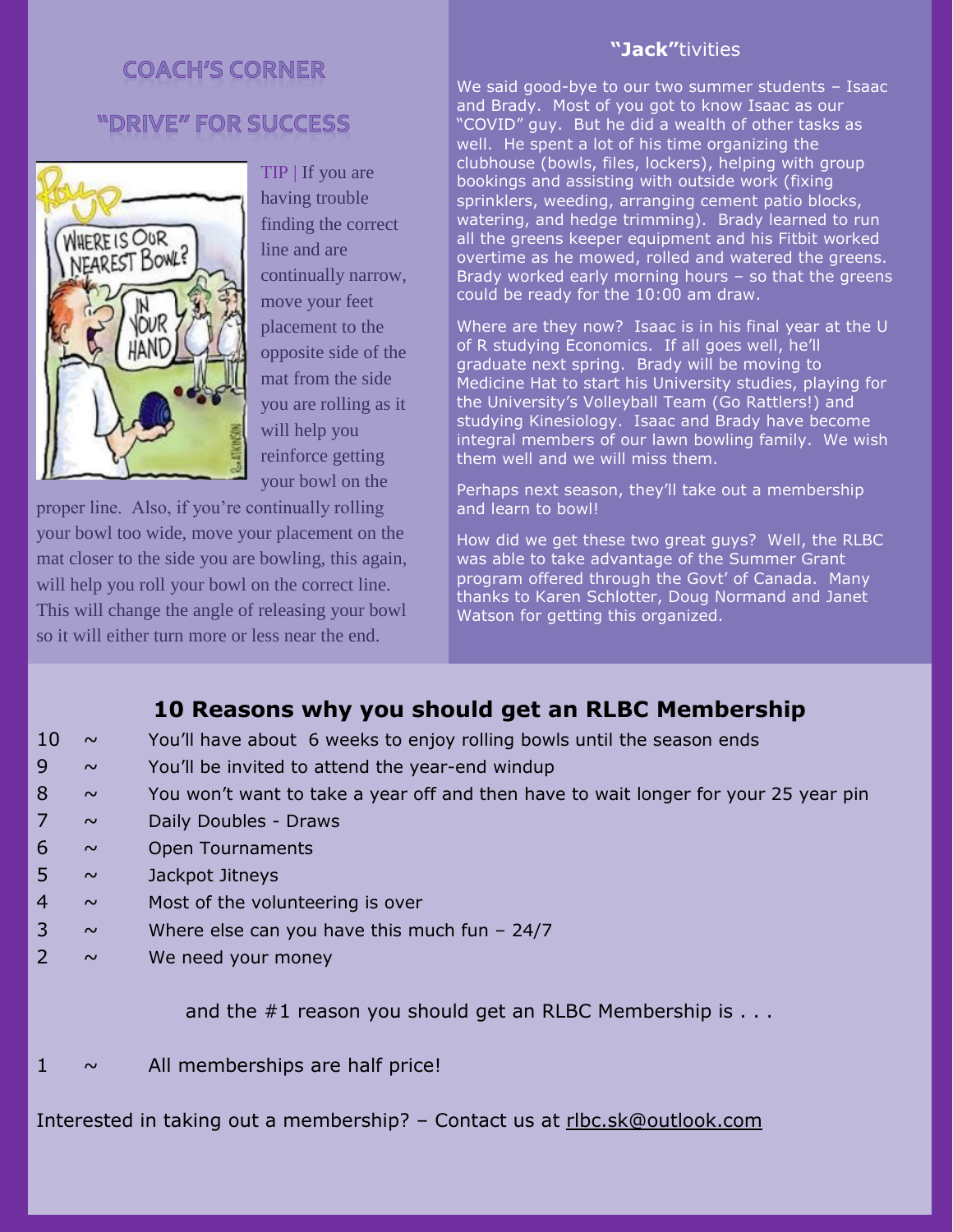## COACH'S CORNER

## "DRIVE" FOR SUCCESS

TIP | If you are having trouble finding the correct line and are continually narrow, move your feet placement to the opposite side of the mat from the side you are rolling as it will help you reinforce getting your bowl on the proper line. Also, if you're continually rolling your bowl too wide, move your placement on the mat closer to the side you are bowling, this again, will help you roll your bowl on the correct line. This will change the angle of releasing your bowl so it will either turn more or less near the end.

## **"Jack"**tivities

We said good-bye to our two summer students – Isaac and Brady. Most of you got to know Isaac as our "COVID" guy. But he did a wealth of other tasks as well. He spent a lot of his time organizing the clubhouse (bowls, files, lockers), helping with group bookings and assisting with outside work (fixing sprinklers, weeding, arranging cement patio blocks, watering, and hedge trimming). Brady learned to run all the greens keeper equipment and his Fitbit worked overtime as he mowed, rolled and watered the greens. Brady worked early morning hours – so that the greens could be ready for the 10:00 am draw.

Where are they now? Isaac is in his final year at the U of R studying Economics. If all goes well, he'll graduate next spring. Brady will be moving to Medicine Hat to start his University studies, playing for the University's Volleyball Team (Go Rattlers!) and studying Kinesiology. Isaac and Brady have become integral members of our lawn bowling family. We wish them well and we will miss them.

Perhaps next season, they'll take out a membership and learn to bowl!

How did we get these two great guys? Well, the RLBC was able to take advantage of the Summer Grant program offered through the Govt' of Canada. Many thanks to Karen Schlotter, Doug Normand and Janet Watson for getting this organized.

## **10 Reasons why you should get an RLBC Membership**

10 ~ You'll have about 6 weeks to enjoy rolling bowls until the season ends

9 ~ You'll be invited to attend the year-end windup

8 ~ You won't want to take a year off and then have to wait longer for your 25 year pin

7 ~ Daily Doubles - Draws

6 ~ Open Tournaments

5 ~ Jackpot Jitneys

4 ~ Most of the volunteering is over

3 ~ Where else can you have this much fun – 24/7

2 ~ We need your money

and the #1 reason you should get an RLBC Membership is . . .

1 ~ All memberships are half price!

Interested in taking out a membership? – Contact us at rlbc.sk@outlook.com